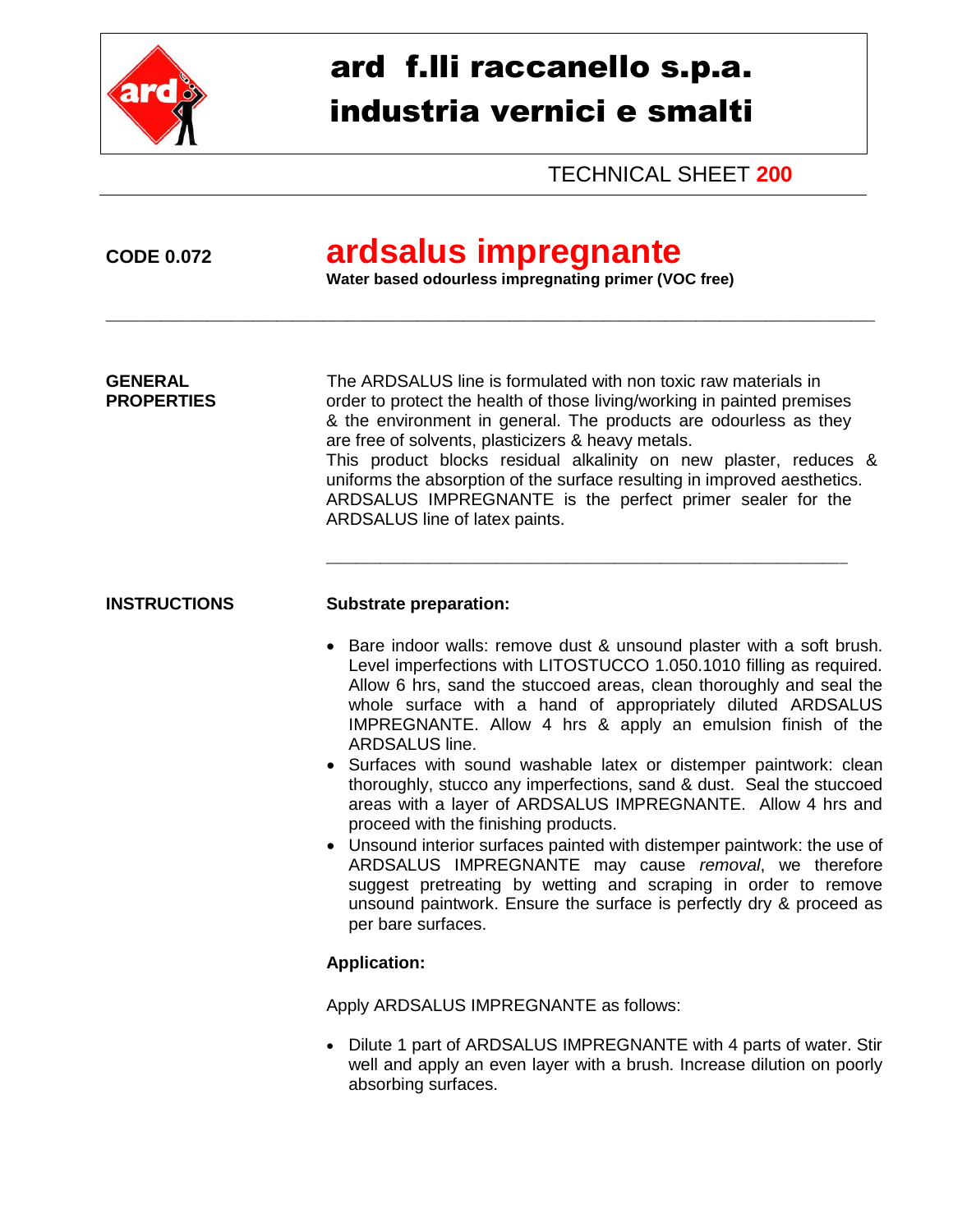# ard f.lli raccanello s.p.a.
# industria vernici e smalti

TECHNICAL SHEET **200**

**CODE 0.072**

# ardsalus impregnante

**Water based odourless impregnating primer (VOC free)**

---

**GENERAL PROPERTIES**

The ARDSALUS line is formulated with non toxic raw materials in order to protect the health of those living/working in painted premises & the environment in general. The products are odourless as they are free of solvents, plasticizers & heavy metals.
This product blocks residual alkalinity on new plaster, reduces & uniforms the absorption of the surface resulting in improved aesthetics. ARDSALUS IMPREGNANTE is the perfect primer sealer for the ARDSALUS line of latex paints.

---

**INSTRUCTIONS**

**Substrate preparation:**

- Bare indoor walls: remove dust & unsound plaster with a soft brush. Level imperfections with LITOSTUCCO 1.050.1010 filling as required. Allow 6 hrs, sand the stuccoed areas, clean thoroughly and seal the whole surface with a hand of appropriately diluted ARDSALUS IMPREGNANTE. Allow 4 hrs & apply an emulsion finish of the ARDSALUS line.
- Surfaces with sound washable latex or distemper paintwork: clean thoroughly, stucco any imperfections, sand & dust. Seal the stuccoed areas with a layer of ARDSALUS IMPREGNANTE. Allow 4 hrs and proceed with the finishing products.
- Unsound interior surfaces painted with distemper paintwork: the use of ARDSALUS IMPREGNANTE may cause *removal*, we therefore suggest pretreating by wetting and scraping in order to remove unsound paintwork. Ensure the surface is perfectly dry & proceed as per bare surfaces.

**Application:**

Apply ARDSALUS IMPREGNANTE as follows:

- Dilute 1 part of ARDSALUS IMPREGNANTE with 4 parts of water. Stir well and apply an even layer with a brush. Increase dilution on poorly absorbing surfaces.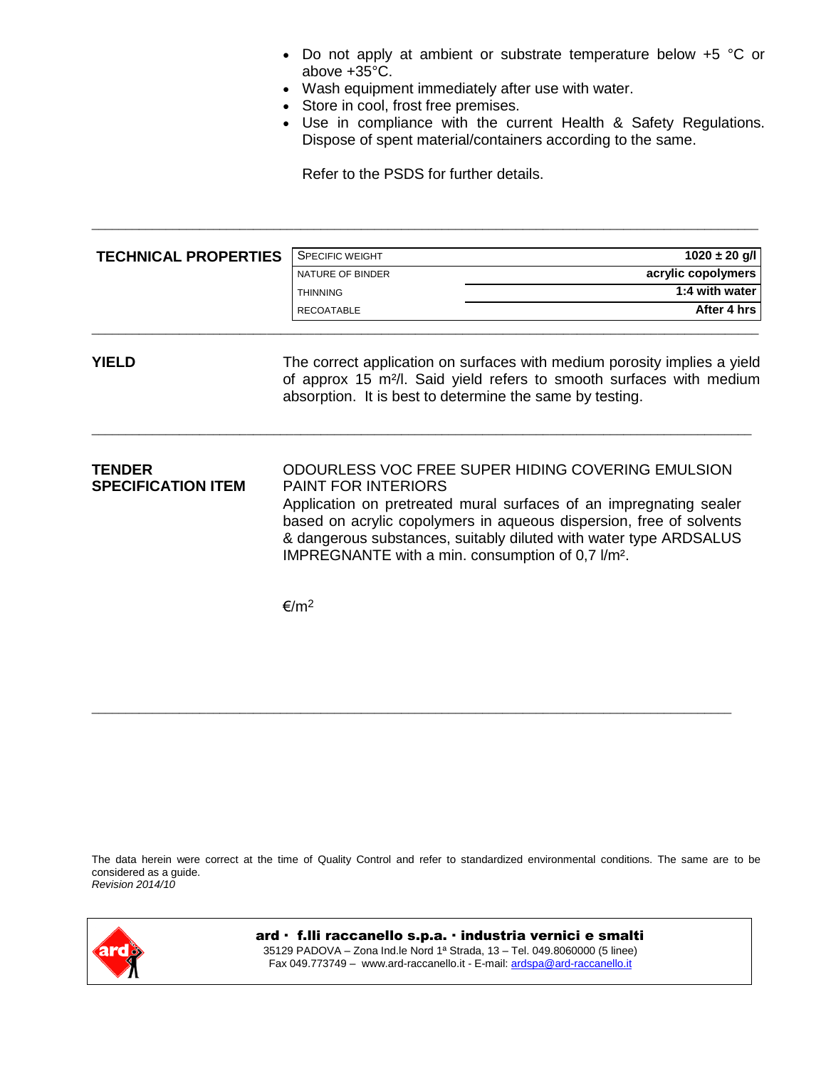- Do not apply at ambient or substrate temperature below +5 °C or above +35°C.
- Wash equipment immediately after use with water.
- Store in cool, frost free premises.
- Use in compliance with the current Health & Safety Regulations. Dispose of spent material/containers according to the same.

Refer to the PSDS for further details.

## TECHNICAL PROPERTIES

| | |
|---|---|
| SPECIFIC WEIGHT | **1020 ± 20 g/l** |
| NATURE OF BINDER | **acrylic copolymers** |
| THINNING | **1:4 with water** |
| RECOATABLE | **After 4 hrs** |

## YIELD

The correct application on surfaces with medium porosity implies a yield of approx 15 m²/l. Said yield refers to smooth surfaces with medium absorption. It is best to determine the same by testing.

## TENDER SPECIFICATION ITEM

ODOURLESS VOC FREE SUPER HIDING COVERING EMULSION PAINT FOR INTERIORS

Application on pretreated mural surfaces of an impregnating sealer based on acrylic copolymers in aqueous dispersion, free of solvents & dangerous substances, suitably diluted with water type ARDSALUS IMPREGNANTE with a min. consumption of 0,7 l/m².

€/m$^2$

The data herein were correct at the time of Quality Control and refer to standardized environmental conditions. The same are to be considered as a guide.

*Revision 2014/10*

**ard · f.lli raccanello s.p.a. · industria vernici e smalti**

35129 PADOVA – Zona Ind.le Nord 1ª Strada, 13 – Tel. 049.8060000 (5 linee)

Fax 049.773749 – www.ard-raccanello.it - E-mail: ardspa@ard-raccanello.it